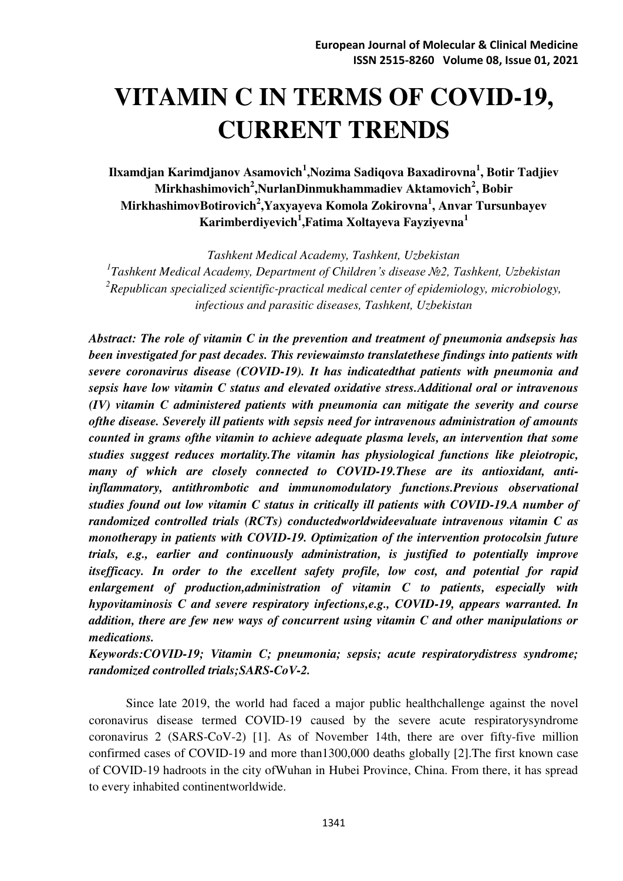# VITAMIN C IN TERMS OF COVID-19, CURRENT TRENDS

**Ilxamdjan Karimdjanov Asamovich[1],Nozima Sadiqova Baxadirovna[1], Botir Tadjiev Mirkhashimovich[2],NurlanDinmukhammadiev Aktamovich[2], Bobir MirkhashimovBotirovich[2],Yaxyayeva Komola Zokirovna[1], Anvar Tursunbayev Karimberdiyevich[1],Fatima Xoltayeva Fayziyevna[1]**

*Tashkent Medical Academy, Tashkent, Uzbekistan*
*[1]Tashkent Medical Academy, Department of Children's disease №2, Tashkent, Uzbekistan*
*[2]Republican specialized scientific-practical medical center of epidemiology, microbiology, infectious and parasitic diseases, Tashkent, Uzbekistan*

***Abstract: The role of vitamin C in the prevention and treatment of pneumonia andsepsis has been investigated for past decades. This reviewaimsto translatethese findings into patients with severe coronavirus disease (COVID-19). It has indicatedthat patients with pneumonia and sepsis have low vitamin C status and elevated oxidative stress.Additional oral or intravenous (IV) vitamin C administered patients with pneumonia can mitigate the severity and course ofthe disease. Severely ill patients with sepsis need for intravenous administration of amounts counted in grams ofthe vitamin to achieve adequate plasma levels, an intervention that some studies suggest reduces mortality.The vitamin has physiological functions like pleiotropic, many of which are closely connected to COVID-19.These are its antioxidant, anti-inflammatory, antithrombotic and immunomodulatory functions.Previous observational studies found out low vitamin C status in critically ill patients with COVID-19.A number of randomized controlled trials (RCTs) conductedworldwideevaluate intravenous vitamin C as monotherapy in patients with COVID-19. Optimization of the intervention protocolsin future trials, e.g., earlier and continuously administration, is justified to potentially improve itsefficacy. In order to the excellent safety profile, low cost, and potential for rapid enlargement of production,administration of vitamin C to patients, especially with hypovitaminosis C and severe respiratory infections,e.g., COVID-19, appears warranted. In addition, there are few new ways of concurrent using vitamin C and other manipulations or medications.***

***Keywords:COVID-19; Vitamin C; pneumonia; sepsis; acute respiratorydistress syndrome; randomized controlled trials;SARS-CoV-2.***

Since late 2019, the world had faced a major public healthchallenge against the novel coronavirus disease termed COVID-19 caused by the severe acute respiratorysyndrome coronavirus 2 (SARS-CoV-2) [1]. As of November 14th, there are over fifty-five million confirmed cases of COVID-19 and more than1300,000 deaths globally [2].The first known case of COVID-19 hadroots in the city ofWuhan in Hubei Province, China. From there, it has spread to every inhabited continentworldwide.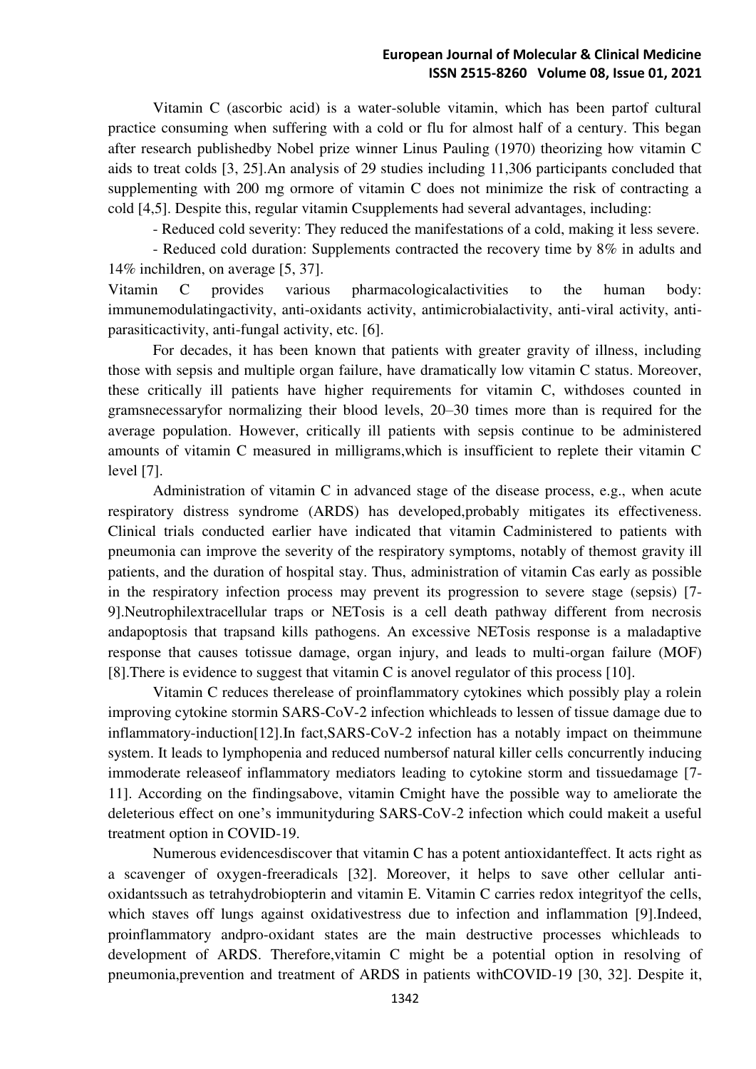Vitamin C (ascorbic acid) is a water-soluble vitamin, which has been partof cultural practice consuming when suffering with a cold or flu for almost half of a century. This began after research publishedby Nobel prize winner Linus Pauling (1970) theorizing how vitamin C aids to treat colds [3, 25].An analysis of 29 studies including 11,306 participants concluded that supplementing with 200 mg ormore of vitamin C does not minimize the risk of contracting a cold [4,5]. Despite this, regular vitamin Csupplements had several advantages, including:

- Reduced cold severity: They reduced the manifestations of a cold, making it less severe.
- Reduced cold duration: Supplements contracted the recovery time by 8% in adults and 14% inchildren, on average [5, 37].

Vitamin C provides various pharmacologicalactivities to the human body: immunemodulatingactivity, anti-oxidants activity, antimicrobialactivity, anti-viral activity, anti-parasiticactivity, anti-fungal activity, etc. [6].

For decades, it has been known that patients with greater gravity of illness, including those with sepsis and multiple organ failure, have dramatically low vitamin C status. Moreover, these critically ill patients have higher requirements for vitamin C, withdoses counted in gramsnecessaryfor normalizing their blood levels, 20–30 times more than is required for the average population. However, critically ill patients with sepsis continue to be administered amounts of vitamin C measured in milligrams,which is insufficient to replete their vitamin C level [7].

Administration of vitamin C in advanced stage of the disease process, e.g., when acute respiratory distress syndrome (ARDS) has developed,probably mitigates its effectiveness. Clinical trials conducted earlier have indicated that vitamin Cadministered to patients with pneumonia can improve the severity of the respiratory symptoms, notably of themost gravity ill patients, and the duration of hospital stay. Thus, administration of vitamin Cas early as possible in the respiratory infection process may prevent its progression to severe stage (sepsis) [7-9].Neutrophilextracellular traps or NETosis is a cell death pathway different from necrosis andapoptosis that trapsand kills pathogens. An excessive NETosis response is a maladaptive response that causes totissue damage, organ injury, and leads to multi-organ failure (MOF) [8].There is evidence to suggest that vitamin C is anovel regulator of this process [10].

Vitamin C reduces therelease of proinflammatory cytokines which possibly play a rolein improving cytokine stormin SARS-CoV-2 infection whichleads to lessen of tissue damage due to inflammatory-induction[12].In fact,SARS-CoV-2 infection has a notably impact on theimmune system. It leads to lymphopenia and reduced numbersof natural killer cells concurrently inducing immoderate releaseof inflammatory mediators leading to cytokine storm and tissuedamage [7-11]. According on the findingsabove, vitamin Cmight have the possible way to ameliorate the deleterious effect on one's immunityduring SARS-CoV-2 infection which could makeit a useful treatment option in COVID-19.

Numerous evidencesdiscover that vitamin C has a potent antioxidanteffect. It acts right as a scavenger of oxygen-freeradicals [32]. Moreover, it helps to save other cellular anti-oxidantssuch as tetrahydrobiopterin and vitamin E. Vitamin C carries redox integrityof the cells, which staves off lungs against oxidativestress due to infection and inflammation [9].Indeed, proinflammatory andpro-oxidant states are the main destructive processes whichleads to development of ARDS. Therefore,vitamin C might be a potential option in resolving of pneumonia,prevention and treatment of ARDS in patients withCOVID-19 [30, 32]. Despite it,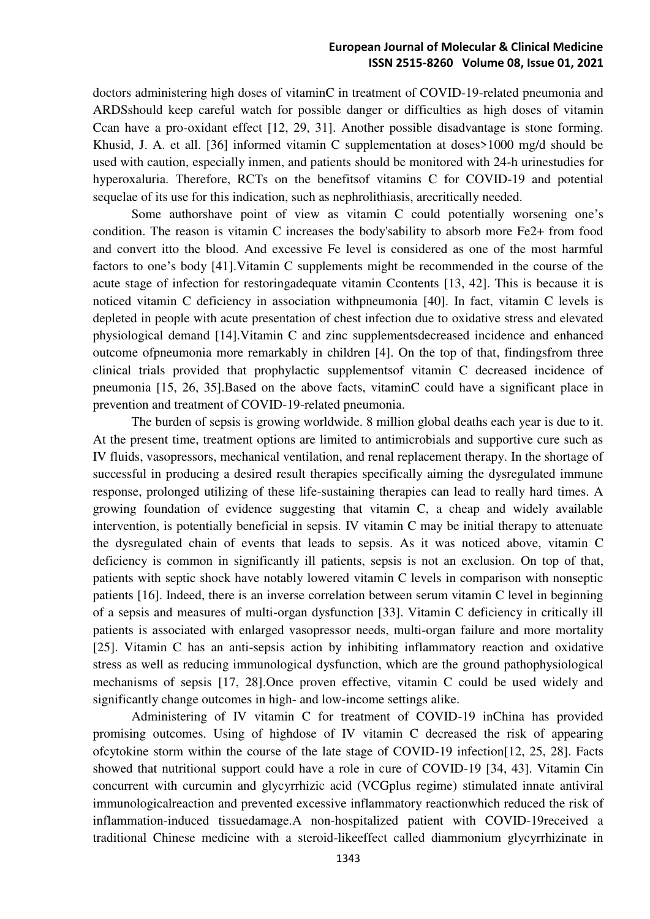doctors administering high doses of vitaminC in treatment of COVID-19-related pneumonia and ARDSshould keep careful watch for possible danger or difficulties as high doses of vitamin Ccan have a pro-oxidant effect [12, 29, 31]. Another possible disadvantage is stone forming. Khusid, J. A. et all. [36] informed vitamin C supplementation at doses>1000 mg/d should be used with caution, especially inmen, and patients should be monitored with 24-h urinestudies for hyperoxaluria. Therefore, RCTs on the benefitsof vitamins C for COVID-19 and potential sequelae of its use for this indication, such as nephrolithiasis, arecritically needed.

Some authorshave point of view as vitamin C could potentially worsening one's condition. The reason is vitamin C increases the body'sability to absorb more $Fe^{2+}$ from food and convert itto the blood. And excessive Fe level is considered as one of the most harmful factors to one's body [41].Vitamin C supplements might be recommended in the course of the acute stage of infection for restoringadequate vitamin Ccontents [13, 42]. This is because it is noticed vitamin C deficiency in association withpneumonia [40]. In fact, vitamin C levels is depleted in people with acute presentation of chest infection due to oxidative stress and elevated physiological demand [14].Vitamin C and zinc supplementsdecreased incidence and enhanced outcome ofpneumonia more remarkably in children [4]. On the top of that, findingsfrom three clinical trials provided that prophylactic supplementsof vitamin C decreased incidence of pneumonia [15, 26, 35].Based on the above facts, vitaminC could have a significant place in prevention and treatment of COVID-19-related pneumonia.

The burden of sepsis is growing worldwide. 8 million global deaths each year is due to it. At the present time, treatment options are limited to antimicrobials and supportive cure such as IV fluids, vasopressors, mechanical ventilation, and renal replacement therapy. In the shortage of successful in producing a desired result therapies specifically aiming the dysregulated immune response, prolonged utilizing of these life-sustaining therapies can lead to really hard times. A growing foundation of evidence suggesting that vitamin C, a cheap and widely available intervention, is potentially beneficial in sepsis. IV vitamin C may be initial therapy to attenuate the dysregulated chain of events that leads to sepsis. As it was noticed above, vitamin C deficiency is common in significantly ill patients, sepsis is not an exclusion. On top of that, patients with septic shock have notably lowered vitamin C levels in comparison with nonseptic patients [16]. Indeed, there is an inverse correlation between serum vitamin C level in beginning of a sepsis and measures of multi-organ dysfunction [33]. Vitamin C deficiency in critically ill patients is associated with enlarged vasopressor needs, multi-organ failure and more mortality [25]. Vitamin C has an anti-sepsis action by inhibiting inflammatory reaction and oxidative stress as well as reducing immunological dysfunction, which are the ground pathophysiological mechanisms of sepsis [17, 28].Once proven effective, vitamin C could be used widely and significantly change outcomes in high- and low-income settings alike.

Administering of IV vitamin C for treatment of COVID-19 inChina has provided promising outcomes. Using of highdose of IV vitamin C decreased the risk of appearing ofcytokine storm within the course of the late stage of COVID-19 infection[12, 25, 28]. Facts showed that nutritional support could have a role in cure of COVID-19 [34, 43]. Vitamin Cin concurrent with curcumin and glycyrrhizic acid (VCGplus regime) stimulated innate antiviral immunologicalreaction and prevented excessive inflammatory reactionwhich reduced the risk of inflammation-induced tissuedamage.A non-hospitalized patient with COVID-19received a traditional Chinese medicine with a steroid-likeeffect called diammonium glycyrrhizinate in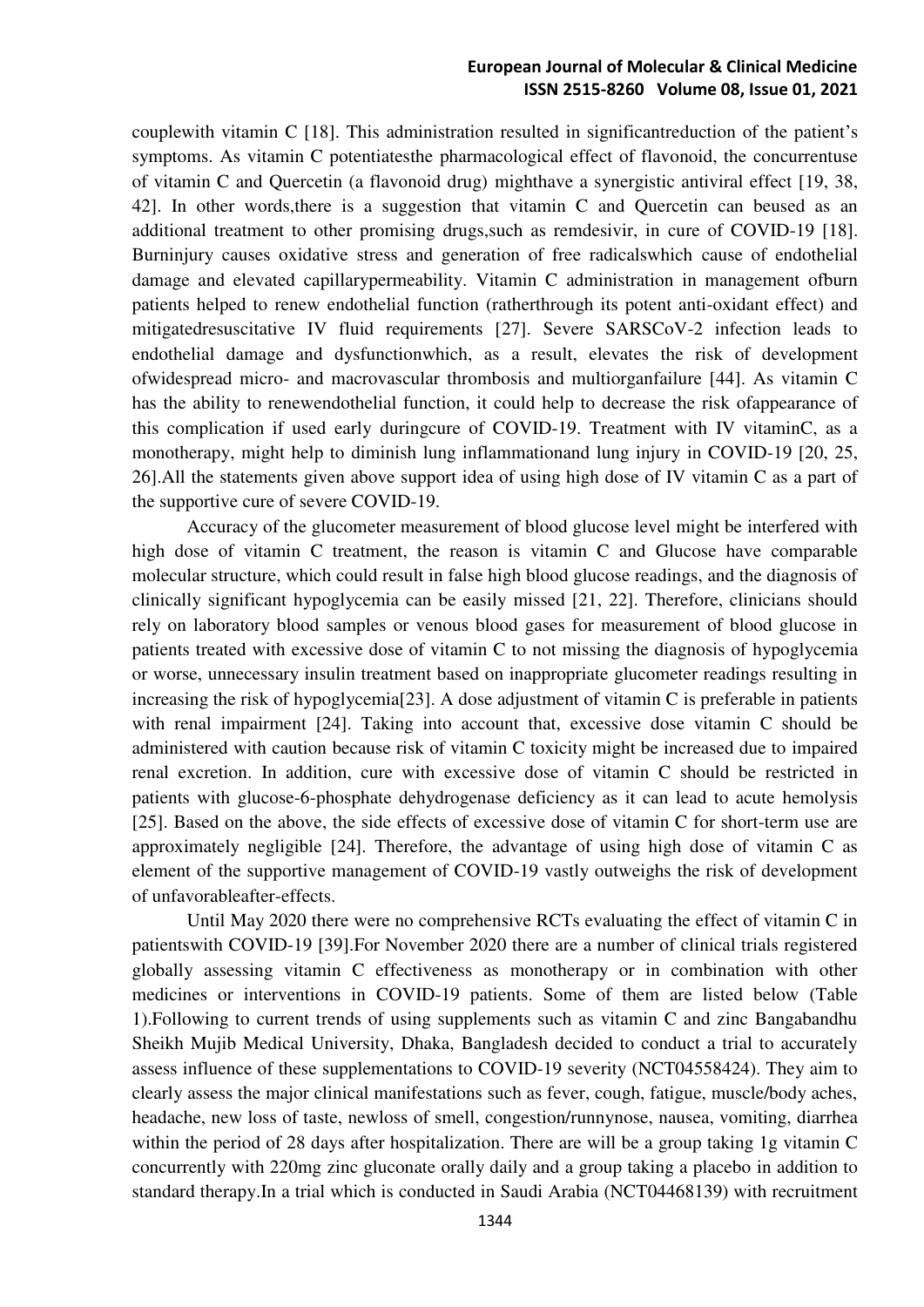couplewith vitamin C [18]. This administration resulted in significantreduction of the patient's symptoms. As vitamin C potentiatesthe pharmacological effect of flavonoid, the concurrentuse of vitamin C and Quercetin (a flavonoid drug) mighthave a synergistic antiviral effect [19, 38, 42]. In other words,there is a suggestion that vitamin C and Quercetin can beused as an additional treatment to other promising drugs,such as remdesivir, in cure of COVID-19 [18]. Burninjury causes oxidative stress and generation of free radicalswhich cause of endothelial damage and elevated capillarypermeability. Vitamin C administration in management ofburn patients helped to renew endothelial function (ratherthrough its potent anti-oxidant effect) and mitigatedresuscitative IV fluid requirements [27]. Severe SARSCoV-2 infection leads to endothelial damage and dysfunctionwhich, as a result, elevates the risk of development ofwidespread micro- and macrovascular thrombosis and multiorganfailure [44]. As vitamin C has the ability to renewendothelial function, it could help to decrease the risk ofappearance of this complication if used early duringcure of COVID-19. Treatment with IV vitaminC, as a monotherapy, might help to diminish lung inflammationand lung injury in COVID-19 [20, 25, 26].All the statements given above support idea of using high dose of IV vitamin C as a part of the supportive cure of severe COVID-19.

Accuracy of the glucometer measurement of blood glucose level might be interfered with high dose of vitamin C treatment, the reason is vitamin C and Glucose have comparable molecular structure, which could result in false high blood glucose readings, and the diagnosis of clinically significant hypoglycemia can be easily missed [21, 22]. Therefore, clinicians should rely on laboratory blood samples or venous blood gases for measurement of blood glucose in patients treated with excessive dose of vitamin C to not missing the diagnosis of hypoglycemia or worse, unnecessary insulin treatment based on inappropriate glucometer readings resulting in increasing the risk of hypoglycemia[23]. A dose adjustment of vitamin C is preferable in patients with renal impairment [24]. Taking into account that, excessive dose vitamin C should be administered with caution because risk of vitamin C toxicity might be increased due to impaired renal excretion. In addition, cure with excessive dose of vitamin C should be restricted in patients with glucose-6-phosphate dehydrogenase deficiency as it can lead to acute hemolysis [25]. Based on the above, the side effects of excessive dose of vitamin C for short-term use are approximately negligible [24]. Therefore, the advantage of using high dose of vitamin C as element of the supportive management of COVID-19 vastly outweighs the risk of development of unfavorableafter-effects.

Until May 2020 there were no comprehensive RCTs evaluating the effect of vitamin C in patientswith COVID-19 [39].For November 2020 there are a number of clinical trials registered globally assessing vitamin C effectiveness as monotherapy or in combination with other medicines or interventions in COVID-19 patients. Some of them are listed below (Table 1).Following to current trends of using supplements such as vitamin C and zinc Bangabandhu Sheikh Mujib Medical University, Dhaka, Bangladesh decided to conduct a trial to accurately assess influence of these supplementations to COVID-19 severity (NCT04558424). They aim to clearly assess the major clinical manifestations such as fever, cough, fatigue, muscle/body aches, headache, new loss of taste, newloss of smell, congestion/runnynose, nausea, vomiting, diarrhea within the period of 28 days after hospitalization. There are will be a group taking 1g vitamin C concurrently with 220mg zinc gluconate orally daily and a group taking a placebo in addition to standard therapy.In a trial which is conducted in Saudi Arabia (NCT04468139) with recruitment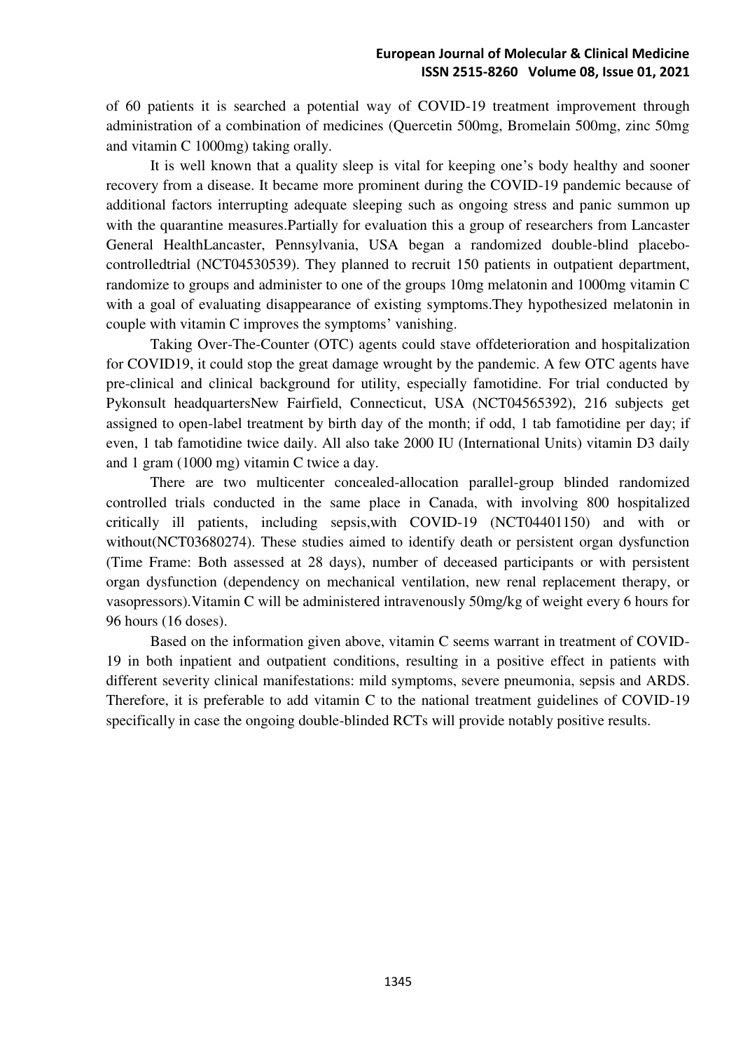of 60 patients it is searched a potential way of COVID-19 treatment improvement through administration of a combination of medicines (Quercetin 500mg, Bromelain 500mg, zinc 50mg and vitamin C 1000mg) taking orally.

It is well known that a quality sleep is vital for keeping one's body healthy and sooner recovery from a disease. It became more prominent during the COVID-19 pandemic because of additional factors interrupting adequate sleeping such as ongoing stress and panic summon up with the quarantine measures.Partially for evaluation this a group of researchers from Lancaster General HealthLancaster, Pennsylvania, USA began a randomized double-blind placebo-controlledtrial (NCT04530539). They planned to recruit 150 patients in outpatient department, randomize to groups and administer to one of the groups 10mg melatonin and 1000mg vitamin C with a goal of evaluating disappearance of existing symptoms.They hypothesized melatonin in couple with vitamin C improves the symptoms' vanishing.

Taking Over-The-Counter (OTC) agents could stave offdeterioration and hospitalization for COVID19, it could stop the great damage wrought by the pandemic. A few OTC agents have pre-clinical and clinical background for utility, especially famotidine. For trial conducted by Pykonsult headquartersNew Fairfield, Connecticut, USA (NCT04565392), 216 subjects get assigned to open-label treatment by birth day of the month; if odd, 1 tab famotidine per day; if even, 1 tab famotidine twice daily. All also take 2000 IU (International Units) vitamin D3 daily and 1 gram (1000 mg) vitamin C twice a day.

There are two multicenter concealed-allocation parallel-group blinded randomized controlled trials conducted in the same place in Canada, with involving 800 hospitalized critically ill patients, including sepsis,with COVID-19 (NCT04401150) and with or without(NCT03680274). These studies aimed to identify death or persistent organ dysfunction (Time Frame: Both assessed at 28 days), number of deceased participants or with persistent organ dysfunction (dependency on mechanical ventilation, new renal replacement therapy, or vasopressors).Vitamin C will be administered intravenously 50mg/kg of weight every 6 hours for 96 hours (16 doses).

Based on the information given above, vitamin C seems warrant in treatment of COVID-19 in both inpatient and outpatient conditions, resulting in a positive effect in patients with different severity clinical manifestations: mild symptoms, severe pneumonia, sepsis and ARDS. Therefore, it is preferable to add vitamin C to the national treatment guidelines of COVID-19 specifically in case the ongoing double-blinded RCTs will provide notably positive results.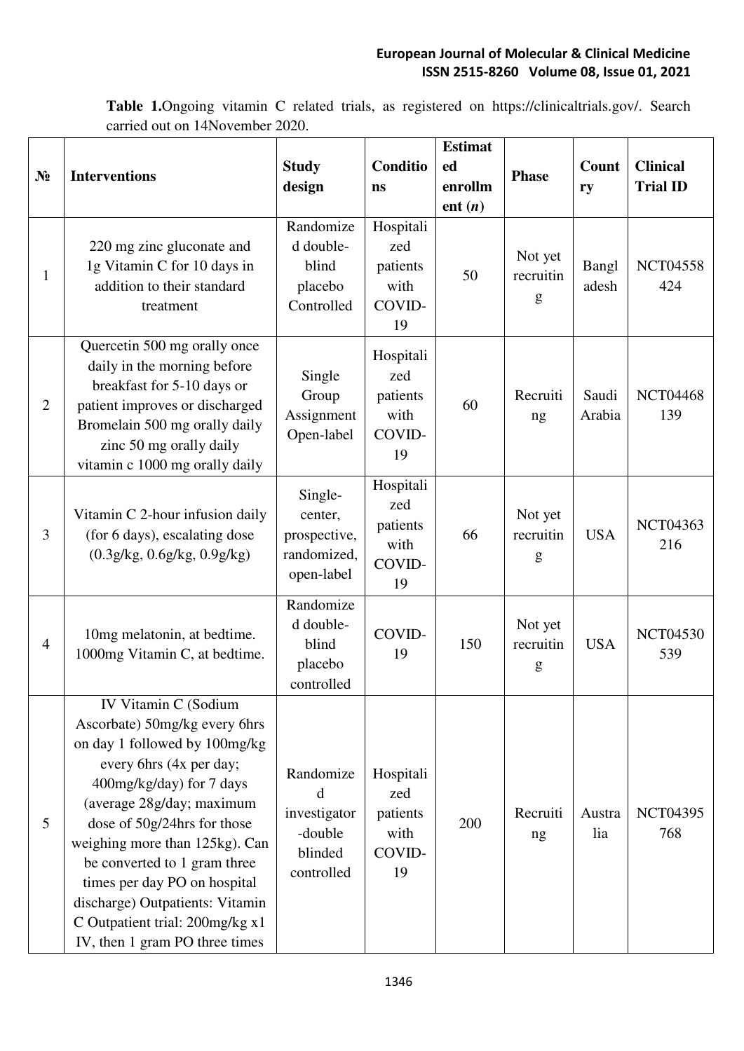**Table 1.** Ongoing vitamin C related trials, as registered on https://clinicaltrials.gov/. Search carried out on 14November 2020.

| № | Interventions | Study design | Conditions | Estimated enrollment ($n$) | Phase | Country | Clinical Trial ID |
|---|---|---|---|---|---|---|---|
| 1 | 220 mg zinc gluconate and 1g Vitamin C for 10 days in addition to their standard treatment | Randomized double-blind placebo Controlled | Hospitalized patients with COVID-19 | 50 | Not yet recruiting | Bangladesh | NCT04558424 |
| 2 | Quercetin 500 mg orally once daily in the morning before breakfast for 5-10 days or patient improves or discharged Bromelain 500 mg orally daily zinc 50 mg orally daily vitamin c 1000 mg orally daily | Single Group Assignment Open-label | Hospitalized patients with COVID-19 | 60 | Recruiting | Saudi Arabia | NCT04468139 |
| 3 | Vitamin C 2-hour infusion daily (for 6 days), escalating dose (0.3g/kg, 0.6g/kg, 0.9g/kg) | Single-center, prospective, randomized, open-label | Hospitalized patients with COVID-19 | 66 | Not yet recruiting | USA | NCT04363216 |
| 4 | 10mg melatonin, at bedtime. 1000mg Vitamin C, at bedtime. | Randomized double-blind placebo controlled | COVID-19 | 150 | Not yet recruiting | USA | NCT04530539 |
| 5 | IV Vitamin C (Sodium Ascorbate) 50mg/kg every 6hrs on day 1 followed by 100mg/kg every 6hrs (4x per day; 400mg/kg/day) for 7 days (average 28g/day; maximum dose of 50g/24hrs for those weighing more than 125kg). Can be converted to 1 gram three times per day PO on hospital discharge) Outpatients: Vitamin C Outpatient trial: 200mg/kg x1 IV, then 1 gram PO three times | Randomized investigator-double blinded controlled | Hospitalized patients with COVID-19 | 200 | Recruiting | Australia | NCT04395768 |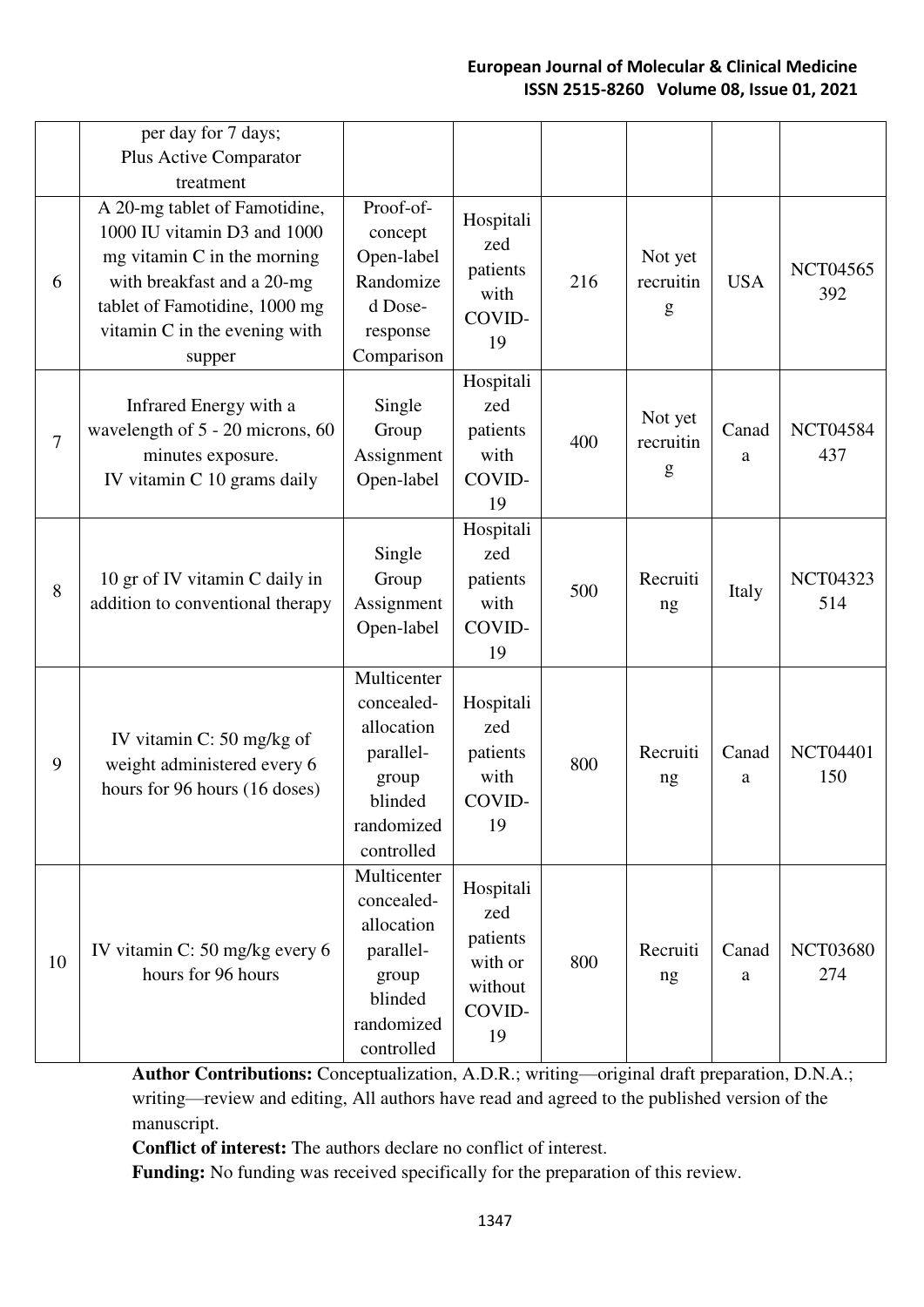|  | per day for 7 days; Plus Active Comparator treatment |  |  |  |  |  |  |
|---|---|---|---|---|---|---|---|
| 6 | A 20-mg tablet of Famotidine, 1000 IU vitamin D3 and 1000 mg vitamin C in the morning with breakfast and a 20-mg tablet of Famotidine, 1000 mg vitamin C in the evening with supper | Proof-of-concept Open-label Randomized Dose-response Comparison | Hospitalized patients with COVID-19 | 216 | Not yet recruiting | USA | NCT04565392 |
| 7 | Infrared Energy with a wavelength of 5 - 20 microns, 60 minutes exposure. IV vitamin C 10 grams daily | Single Group Assignment Open-label | Hospitalized patients with COVID-19 | 400 | Not yet recruiting | Canada | NCT04584437 |
| 8 | 10 gr of IV vitamin C daily in addition to conventional therapy | Single Group Assignment Open-label | Hospitalized patients with COVID-19 | 500 | Recruiting | Italy | NCT04323514 |
| 9 | IV vitamin C: 50 mg/kg of weight administered every 6 hours for 96 hours (16 doses) | Multicenter concealed-allocation parallel-group blinded randomized controlled | Hospitalized patients with COVID-19 | 800 | Recruiting | Canada | NCT04401150 |
| 10 | IV vitamin C: 50 mg/kg every 6 hours for 96 hours | Multicenter concealed-allocation parallel-group blinded randomized controlled | Hospitalized patients with or without COVID-19 | 800 | Recruiting | Canada | NCT03680274 |

**Author Contributions:** Conceptualization, A.D.R.; writing—original draft preparation, D.N.A.; writing—review and editing, All authors have read and agreed to the published version of the manuscript.

**Conflict of interest:** The authors declare no conflict of interest.

**Funding:** No funding was received specifically for the preparation of this review.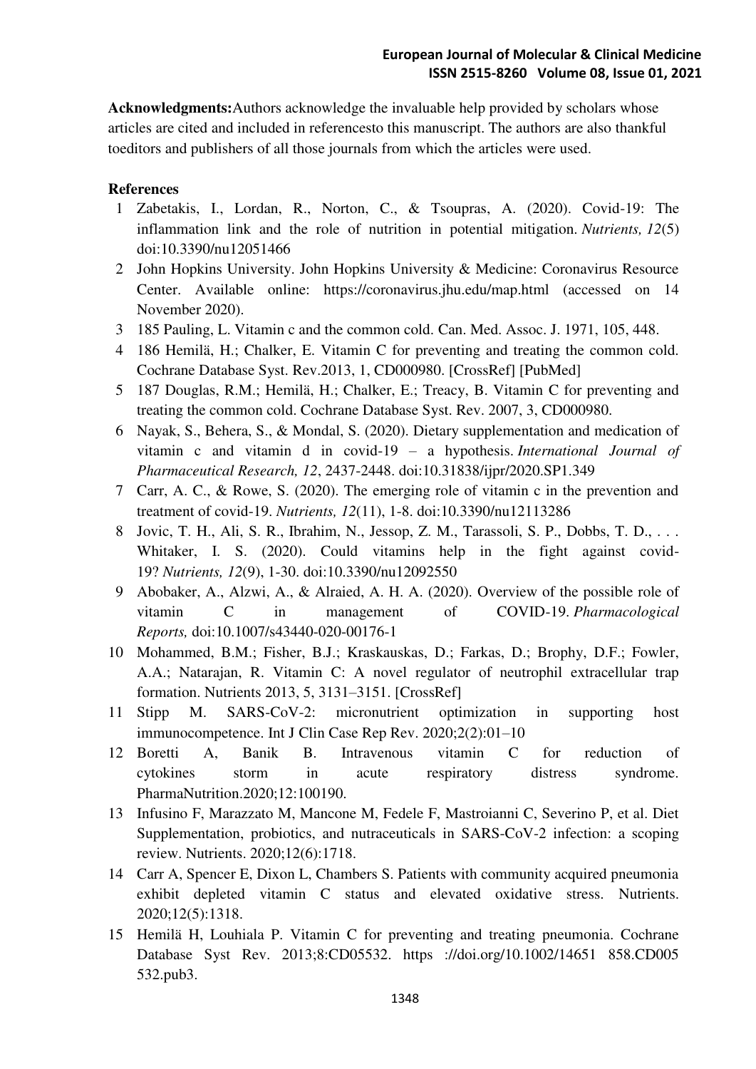**Acknowledgments:**Authors acknowledge the invaluable help provided by scholars whose articles are cited and included in referencesto this manuscript. The authors are also thankful toeditors and publishers of all those journals from which the articles were used.

**References**

1. Zabetakis, I., Lordan, R., Norton, C., & Tsoupras, A. (2020). Covid-19: The inflammation link and the role of nutrition in potential mitigation. *Nutrients, 12*(5) doi:10.3390/nu12051466
2. John Hopkins University. John Hopkins University & Medicine: Coronavirus Resource Center. Available online: https://coronavirus.jhu.edu/map.html (accessed on 14 November 2020).
3. 185 Pauling, L. Vitamin c and the common cold. Can. Med. Assoc. J. 1971, 105, 448.
4. 186 Hemilä, H.; Chalker, E. Vitamin C for preventing and treating the common cold. Cochrane Database Syst. Rev.2013, 1, CD000980. [CrossRef] [PubMed]
5. 187 Douglas, R.M.; Hemilä, H.; Chalker, E.; Treacy, B. Vitamin C for preventing and treating the common cold. Cochrane Database Syst. Rev. 2007, 3, CD000980.
6. Nayak, S., Behera, S., & Mondal, S. (2020). Dietary supplementation and medication of vitamin c and vitamin d in covid-19 – a hypothesis. *International Journal of Pharmaceutical Research, 12*, 2437-2448. doi:10.31838/ijpr/2020.SP1.349
7. Carr, A. C., & Rowe, S. (2020). The emerging role of vitamin c in the prevention and treatment of covid-19. *Nutrients, 12*(11), 1-8. doi:10.3390/nu12113286
8. Jovic, T. H., Ali, S. R., Ibrahim, N., Jessop, Z. M., Tarassoli, S. P., Dobbs, T. D., . . . Whitaker, I. S. (2020). Could vitamins help in the fight against covid-19? *Nutrients, 12*(9), 1-30. doi:10.3390/nu12092550
9. Abobaker, A., Alzwi, A., & Alraied, A. H. A. (2020). Overview of the possible role of vitamin C in management of COVID-19. *Pharmacological Reports,* doi:10.1007/s43440-020-00176-1
10. Mohammed, B.M.; Fisher, B.J.; Kraskauskas, D.; Farkas, D.; Brophy, D.F.; Fowler, A.A.; Natarajan, R. Vitamin C: A novel regulator of neutrophil extracellular trap formation. Nutrients 2013, 5, 3131–3151. [CrossRef]
11. Stipp M. SARS-CoV-2: micronutrient optimization in supporting host immunocompetence. Int J Clin Case Rep Rev. 2020;2(2):01–10
12. Boretti A, Banik B. Intravenous vitamin C for reduction of cytokines storm in acute respiratory distress syndrome. PharmaNutrition.2020;12:100190.
13. Infusino F, Marazzato M, Mancone M, Fedele F, Mastroianni C, Severino P, et al. Diet Supplementation, probiotics, and nutraceuticals in SARS-CoV-2 infection: a scoping review. Nutrients. 2020;12(6):1718.
14. Carr A, Spencer E, Dixon L, Chambers S. Patients with community acquired pneumonia exhibit depleted vitamin C status and elevated oxidative stress. Nutrients. 2020;12(5):1318.
15. Hemilä H, Louhiala P. Vitamin C for preventing and treating pneumonia. Cochrane Database Syst Rev. 2013;8:CD05532. https ://doi.org/10.1002/14651 858.CD005 532.pub3.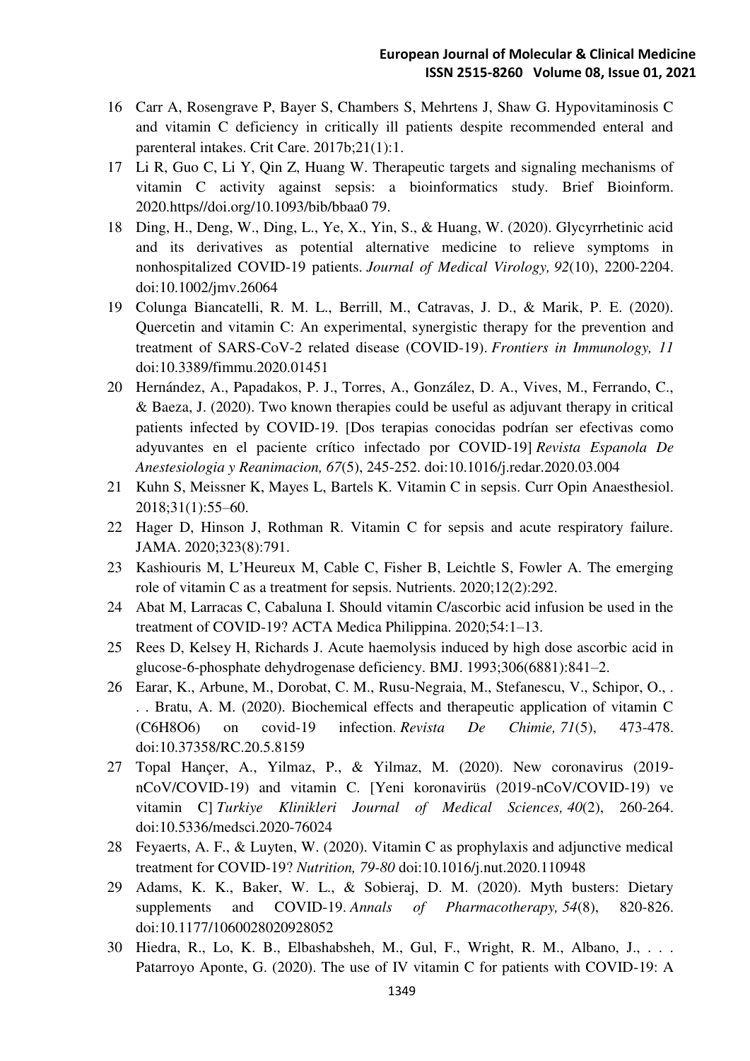16 Carr A, Rosengrave P, Bayer S, Chambers S, Mehrtens J, Shaw G. Hypovitaminosis C and vitamin C deficiency in critically ill patients despite recommended enteral and parenteral intakes. Crit Care. 2017b;21(1):1.

17 Li R, Guo C, Li Y, Qin Z, Huang W. Therapeutic targets and signaling mechanisms of vitamin C activity against sepsis: a bioinformatics study. Brief Bioinform. 2020.https//doi.org/10.1093/bib/bbaa0 79.

18 Ding, H., Deng, W., Ding, L., Ye, X., Yin, S., & Huang, W. (2020). Glycyrrhetinic acid and its derivatives as potential alternative medicine to relieve symptoms in nonhospitalized COVID-19 patients. *Journal of Medical Virology, 92*(10), 2200-2204. doi:10.1002/jmv.26064

19 Colunga Biancatelli, R. M. L., Berrill, M., Catravas, J. D., & Marik, P. E. (2020). Quercetin and vitamin C: An experimental, synergistic therapy for the prevention and treatment of SARS-CoV-2 related disease (COVID-19). *Frontiers in Immunology, 11* doi:10.3389/fimmu.2020.01451

20 Hernández, A., Papadakos, P. J., Torres, A., González, D. A., Vives, M., Ferrando, C., & Baeza, J. (2020). Two known therapies could be useful as adjuvant therapy in critical patients infected by COVID-19. [Dos terapias conocidas podrían ser efectivas como adyuvantes en el paciente crítico infectado por COVID-19] *Revista Espanola De Anestesiologia y Reanimacion, 67*(5), 245-252. doi:10.1016/j.redar.2020.03.004

21 Kuhn S, Meissner K, Mayes L, Bartels K. Vitamin C in sepsis. Curr Opin Anaesthesiol. 2018;31(1):55–60.

22 Hager D, Hinson J, Rothman R. Vitamin C for sepsis and acute respiratory failure. JAMA. 2020;323(8):791.

23 Kashiouris M, L'Heureux M, Cable C, Fisher B, Leichtle S, Fowler A. The emerging role of vitamin C as a treatment for sepsis. Nutrients. 2020;12(2):292.

24 Abat M, Larracas C, Cabaluna I. Should vitamin C/ascorbic acid infusion be used in the treatment of COVID-19? ACTA Medica Philippina. 2020;54:1–13.

25 Rees D, Kelsey H, Richards J. Acute haemolysis induced by high dose ascorbic acid in glucose-6-phosphate dehydrogenase deficiency. BMJ. 1993;306(6881):841–2.

26 Earar, K., Arbune, M., Dorobat, C. M., Rusu-Negraia, M., Stefanescu, V., Schipor, O., . . . Bratu, A. M. (2020). Biochemical effects and therapeutic application of vitamin C (C6H8O6) on covid-19 infection. *Revista De Chimie, 71*(5), 473-478. doi:10.37358/RC.20.5.8159

27 Topal Hançer, A., Yilmaz, P., & Yilmaz, M. (2020). New coronavirus (2019-nCoV/COVID-19) and vitamin C. [Yeni koronavirüs (2019-nCoV/COVID-19) ve vitamin C] *Turkiye Klinikleri Journal of Medical Sciences, 40*(2), 260-264. doi:10.5336/medsci.2020-76024

28 Feyaerts, A. F., & Luyten, W. (2020). Vitamin C as prophylaxis and adjunctive medical treatment for COVID-19? *Nutrition, 79-80* doi:10.1016/j.nut.2020.110948

29 Adams, K. K., Baker, W. L., & Sobieraj, D. M. (2020). Myth busters: Dietary supplements and COVID-19. *Annals of Pharmacotherapy, 54*(8), 820-826. doi:10.1177/1060028020928052

30 Hiedra, R., Lo, K. B., Elbashabsheh, M., Gul, F., Wright, R. M., Albano, J., . . . Patarroyo Aponte, G. (2020). The use of IV vitamin C for patients with COVID-19: A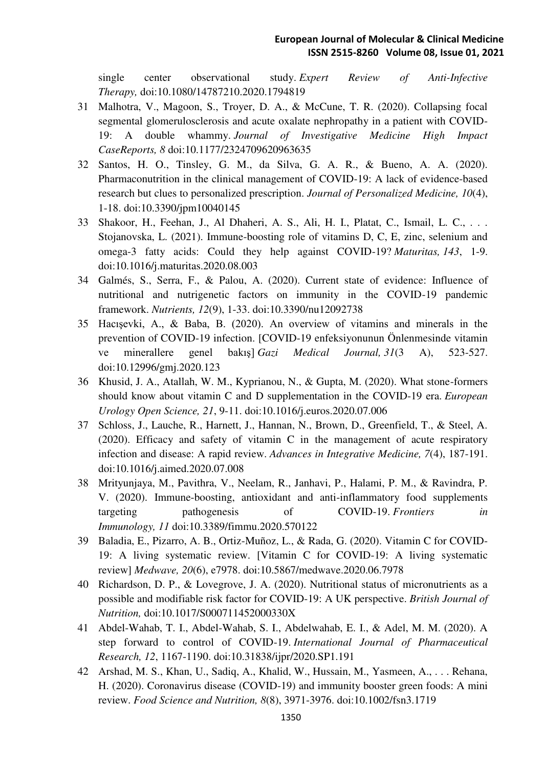single center observational study. *Expert Review of Anti-Infective Therapy,* doi:10.1080/14787210.2020.1794819

31 Malhotra, V., Magoon, S., Troyer, D. A., & McCune, T. R. (2020). Collapsing focal segmental glomerulosclerosis and acute oxalate nephropathy in a patient with COVID-19: A double whammy. *Journal of Investigative Medicine High Impact CaseReports, 8* doi:10.1177/2324709620963635

32 Santos, H. O., Tinsley, G. M., da Silva, G. A. R., & Bueno, A. A. (2020). Pharmaconutrition in the clinical management of COVID-19: A lack of evidence-based research but clues to personalized prescription. *Journal of Personalized Medicine, 10*(4), 1-18. doi:10.3390/jpm10040145

33 Shakoor, H., Feehan, J., Al Dhaheri, A. S., Ali, H. I., Platat, C., Ismail, L. C., . . . Stojanovska, L. (2021). Immune-boosting role of vitamins D, C, E, zinc, selenium and omega-3 fatty acids: Could they help against COVID-19? *Maturitas, 143*, 1-9. doi:10.1016/j.maturitas.2020.08.003

34 Galmés, S., Serra, F., & Palou, A. (2020). Current state of evidence: Influence of nutritional and nutrigenetic factors on immunity in the COVID-19 pandemic framework. *Nutrients, 12*(9), 1-33. doi:10.3390/nu12092738

35 Hacışevki, A., & Baba, B. (2020). An overview of vitamins and minerals in the prevention of COVID-19 infection. [COVID-19 enfeksiyonunun Önlenmesinde vitamin ve minerallere genel bakış] *Gazi Medical Journal, 31*(3 A), 523-527. doi:10.12996/gmj.2020.123

36 Khusid, J. A., Atallah, W. M., Kyprianou, N., & Gupta, M. (2020). What stone-formers should know about vitamin C and D supplementation in the COVID-19 era. *European Urology Open Science, 21*, 9-11. doi:10.1016/j.euros.2020.07.006

37 Schloss, J., Lauche, R., Harnett, J., Hannan, N., Brown, D., Greenfield, T., & Steel, A. (2020). Efficacy and safety of vitamin C in the management of acute respiratory infection and disease: A rapid review. *Advances in Integrative Medicine, 7*(4), 187-191. doi:10.1016/j.aimed.2020.07.008

38 Mrityunjaya, M., Pavithra, V., Neelam, R., Janhavi, P., Halami, P. M., & Ravindra, P. V. (2020). Immune-boosting, antioxidant and anti-inflammatory food supplements targeting pathogenesis of COVID-19. *Frontiers in Immunology, 11* doi:10.3389/fimmu.2020.570122

39 Baladia, E., Pizarro, A. B., Ortiz-Muñoz, L., & Rada, G. (2020). Vitamin C for COVID-19: A living systematic review. [Vitamin C for COVID-19: A living systematic review] *Medwave, 20*(6), e7978. doi:10.5867/medwave.2020.06.7978

40 Richardson, D. P., & Lovegrove, J. A. (2020). Nutritional status of micronutrients as a possible and modifiable risk factor for COVID-19: A UK perspective. *British Journal of Nutrition,* doi:10.1017/S000711452000330X

41 Abdel-Wahab, T. I., Abdel-Wahab, S. I., Abdelwahab, E. I., & Adel, M. M. (2020). A step forward to control of COVID-19. *International Journal of Pharmaceutical Research, 12*, 1167-1190. doi:10.31838/ijpr/2020.SP1.191

42 Arshad, M. S., Khan, U., Sadiq, A., Khalid, W., Hussain, M., Yasmeen, A., . . . Rehana, H. (2020). Coronavirus disease (COVID-19) and immunity booster green foods: A mini review. *Food Science and Nutrition, 8*(8), 3971-3976. doi:10.1002/fsn3.1719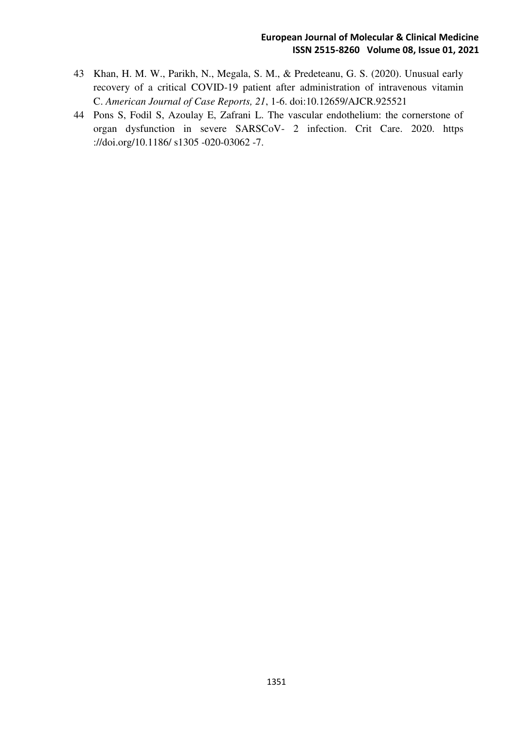43 Khan, H. M. W., Parikh, N., Megala, S. M., & Predeteanu, G. S. (2020). Unusual early recovery of a critical COVID-19 patient after administration of intravenous vitamin C. *American Journal of Case Reports, 21*, 1-6. doi:10.12659/AJCR.925521

44 Pons S, Fodil S, Azoulay E, Zafrani L. The vascular endothelium: the cornerstone of organ dysfunction in severe SARSCoV- 2 infection. Crit Care. 2020. https ://doi.org/10.1186/ s1305 -020-03062 -7.